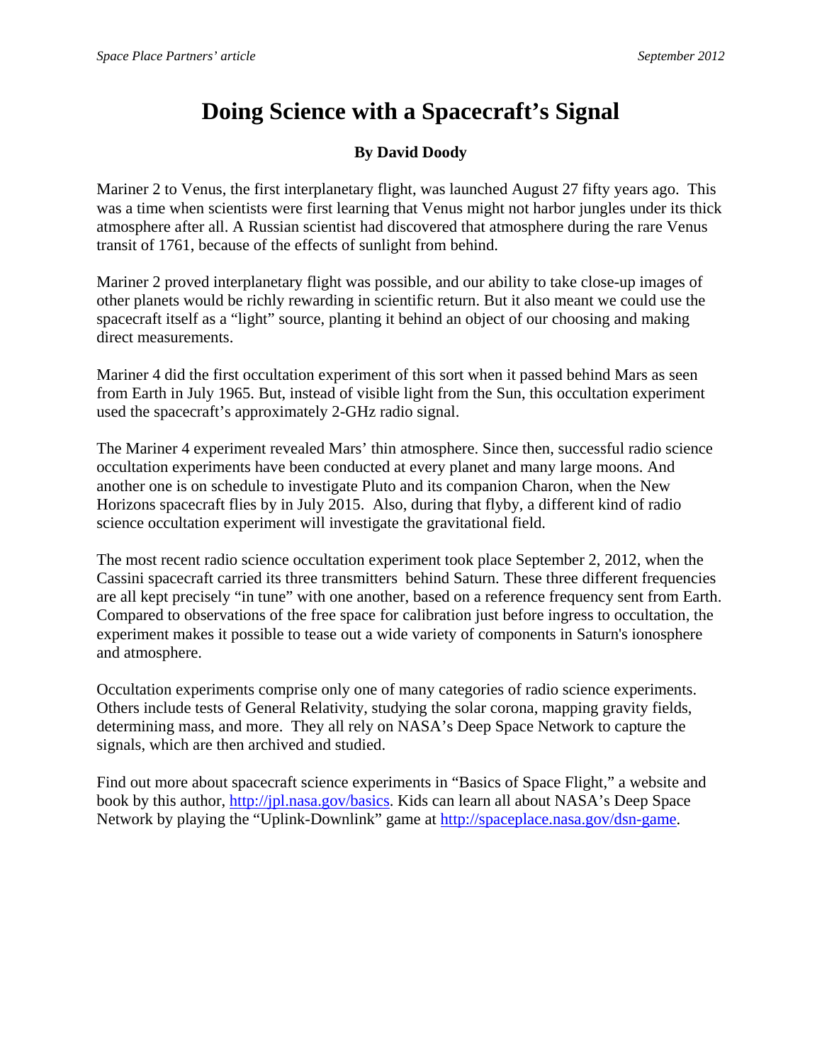# Doing Science with a Spacecraft's Signal

**By David Doody**

Mariner 2 to Venus, the first interplanetary flight, was launched August 27 fifty years ago. This was a time when scientists were first learning that Venus might not harbor jungles under its thick atmosphere after all. A Russian scientist had discovered that atmosphere during the rare Venus transit of 1761, because of the effects of sunlight from behind.

Mariner 2 proved interplanetary flight was possible, and our ability to take close-up images of other planets would be richly rewarding in scientific return. But it also meant we could use the spacecraft itself as a "light" source, planting it behind an object of our choosing and making direct measurements.

Mariner 4 did the first occultation experiment of this sort when it passed behind Mars as seen from Earth in July 1965. But, instead of visible light from the Sun, this occultation experiment used the spacecraft's approximately 2-GHz radio signal.

The Mariner 4 experiment revealed Mars' thin atmosphere. Since then, successful radio science occultation experiments have been conducted at every planet and many large moons. And another one is on schedule to investigate Pluto and its companion Charon, when the New Horizons spacecraft flies by in July 2015. Also, during that flyby, a different kind of radio science occultation experiment will investigate the gravitational field.

The most recent radio science occultation experiment took place September 2, 2012, when the Cassini spacecraft carried its three transmitters behind Saturn. These three different frequencies are all kept precisely "in tune" with one another, based on a reference frequency sent from Earth. Compared to observations of the free space for calibration just before ingress to occultation, the experiment makes it possible to tease out a wide variety of components in Saturn's ionosphere and atmosphere.

Occultation experiments comprise only one of many categories of radio science experiments. Others include tests of General Relativity, studying the solar corona, mapping gravity fields, determining mass, and more. They all rely on NASA's Deep Space Network to capture the signals, which are then archived and studied.

Find out more about spacecraft science experiments in "Basics of Space Flight," a website and book by this author, http://jpl.nasa.gov/basics. Kids can learn all about NASA's Deep Space Network by playing the "Uplink-Downlink" game at http://spaceplace.nasa.gov/dsn-game.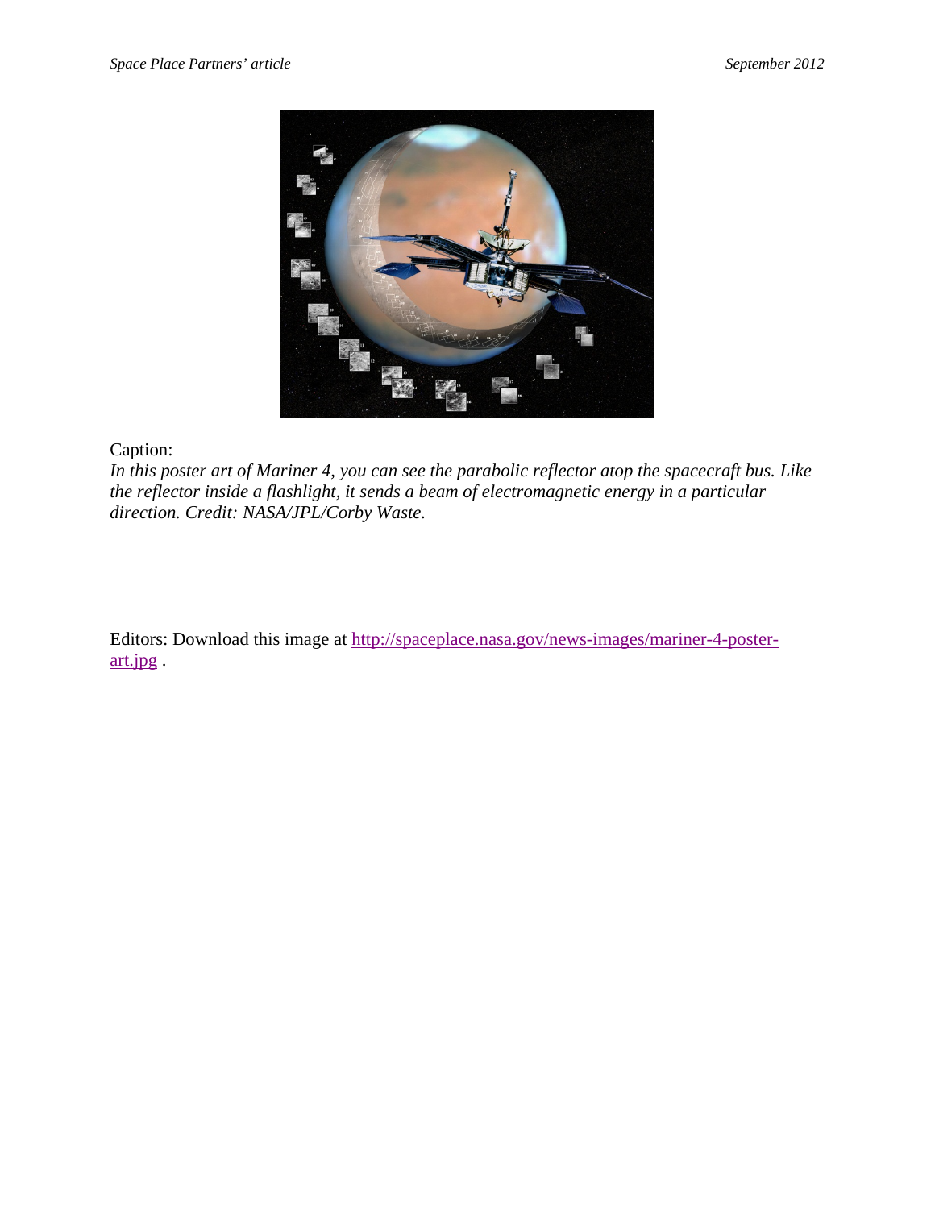Caption:

*In this poster art of Mariner 4, you can see the parabolic reflector atop the spacecraft bus. Like the reflector inside a flashlight, it sends a beam of electromagnetic energy in a particular direction. Credit: NASA/JPL/Corby Waste.*

Editors: Download this image at [http://spaceplace.nasa.gov/news-images/mariner-4-poster-art.jpg](http://spaceplace.nasa.gov/news-images/mariner-4-poster-art.jpg) .